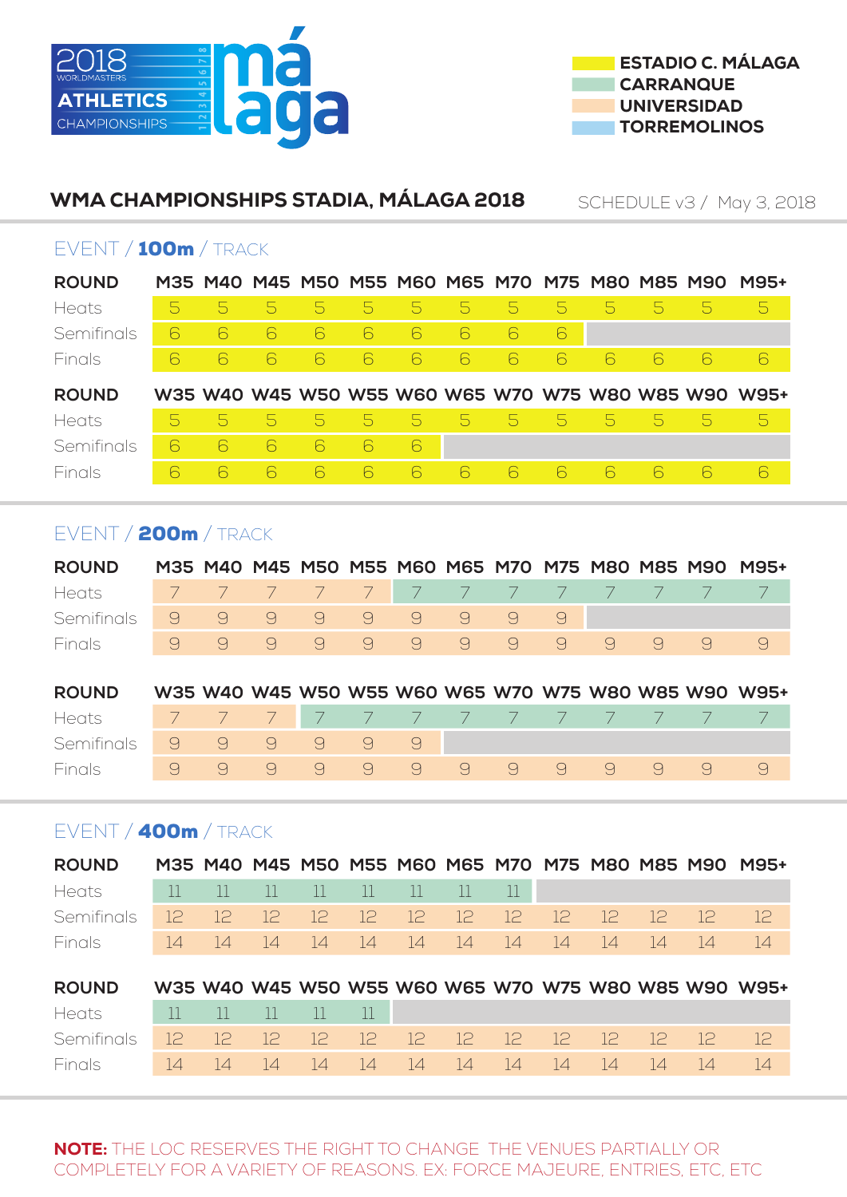2018 WORLD MASTERS ATHLETICS CHAMPIONSHIPS málaga

- ESTADIO C. MÁLAGA
- CARRANQUE
- UNIVERSIDAD
- TORREMOLINOS

## WMA CHAMPIONSHIPS STADIA, MÁLAGA 2018

SCHEDULE v3 / May 3, 2018

### EVENT / **100m** / TRACK

| ROUND | M35 | M40 | M45 | M50 | M55 | M60 | M65 | M70 | M75 | M80 | M85 | M90 | M95+ |
|---|---|---|---|---|---|---|---|---|---|---|---|---|---|
| Heats | 5 | 5 | 5 | 5 | 5 | 5 | 5 | 5 | 5 | 5 | 5 | 5 | 5 |
| Semifinals | 6 | 6 | 6 | 6 | 6 | 6 | 6 | 6 | 6 | | | | |
| Finals | 6 | 6 | 6 | 6 | 6 | 6 | 6 | 6 | 6 | 6 | 6 | 6 | 6 |

| ROUND | W35 | W40 | W45 | W50 | W55 | W60 | W65 | W70 | W75 | W80 | W85 | W90 | W95+ |
|---|---|---|---|---|---|---|---|---|---|---|---|---|---|
| Heats | 5 | 5 | 5 | 5 | 5 | 5 | 5 | 5 | 5 | 5 | 5 | 5 | 5 |
| Semifinals | 6 | 6 | 6 | 6 | 6 | 6 | | | | | | | |
| Finals | 6 | 6 | 6 | 6 | 6 | 6 | 6 | 6 | 6 | 6 | 6 | 6 | 6 |

### EVENT / **200m** / TRACK

| ROUND | M35 | M40 | M45 | M50 | M55 | M60 | M65 | M70 | M75 | M80 | M85 | M90 | M95+ |
|---|---|---|---|---|---|---|---|---|---|---|---|---|---|
| Heats | 7 | 7 | 7 | 7 | 7 | 7 | 7 | 7 | 7 | 7 | 7 | 7 | 7 |
| Semifinals | 9 | 9 | 9 | 9 | 9 | 9 | 9 | 9 | 9 | | | | |
| Finals | 9 | 9 | 9 | 9 | 9 | 9 | 9 | 9 | 9 | 9 | 9 | 9 | 9 |

| ROUND | W35 | W40 | W45 | W50 | W55 | W60 | W65 | W70 | W75 | W80 | W85 | W90 | W95+ |
|---|---|---|---|---|---|---|---|---|---|---|---|---|---|
| Heats | 7 | 7 | 7 | 7 | 7 | 7 | 7 | 7 | 7 | 7 | 7 | 7 | 7 |
| Semifinals | 9 | 9 | 9 | 9 | 9 | 9 | | | | | | | |
| Finals | 9 | 9 | 9 | 9 | 9 | 9 | 9 | 9 | 9 | 9 | 9 | 9 | 9 |

### EVENT / **400m** / TRACK

| ROUND | M35 | M40 | M45 | M50 | M55 | M60 | M65 | M70 | M75 | M80 | M85 | M90 | M95+ |
|---|---|---|---|---|---|---|---|---|---|---|---|---|---|
| Heats | 11 | 11 | 11 | 11 | 11 | 11 | 11 | 11 | | | | | |
| Semifinals | 12 | 12 | 12 | 12 | 12 | 12 | 12 | 12 | 12 | 12 | 12 | 12 | 12 |
| Finals | 14 | 14 | 14 | 14 | 14 | 14 | 14 | 14 | 14 | 14 | 14 | 14 | 14 |

| ROUND | W35 | W40 | W45 | W50 | W55 | W60 | W65 | W70 | W75 | W80 | W85 | W90 | W95+ |
|---|---|---|---|---|---|---|---|---|---|---|---|---|---|
| Heats | 11 | 11 | 11 | 11 | 11 | | | | | | | | |
| Semifinals | 12 | 12 | 12 | 12 | 12 | 12 | 12 | 12 | 12 | 12 | 12 | 12 | 12 |
| Finals | 14 | 14 | 14 | 14 | 14 | 14 | 14 | 14 | 14 | 14 | 14 | 14 | 14 |

**NOTE:** THE LOC RESERVES THE RIGHT TO CHANGE THE VENUES PARTIALLY OR COMPLETELY FOR A VARIETY OF REASONS. EX: FORCE MAJEURE, ENTRIES, ETC, ETC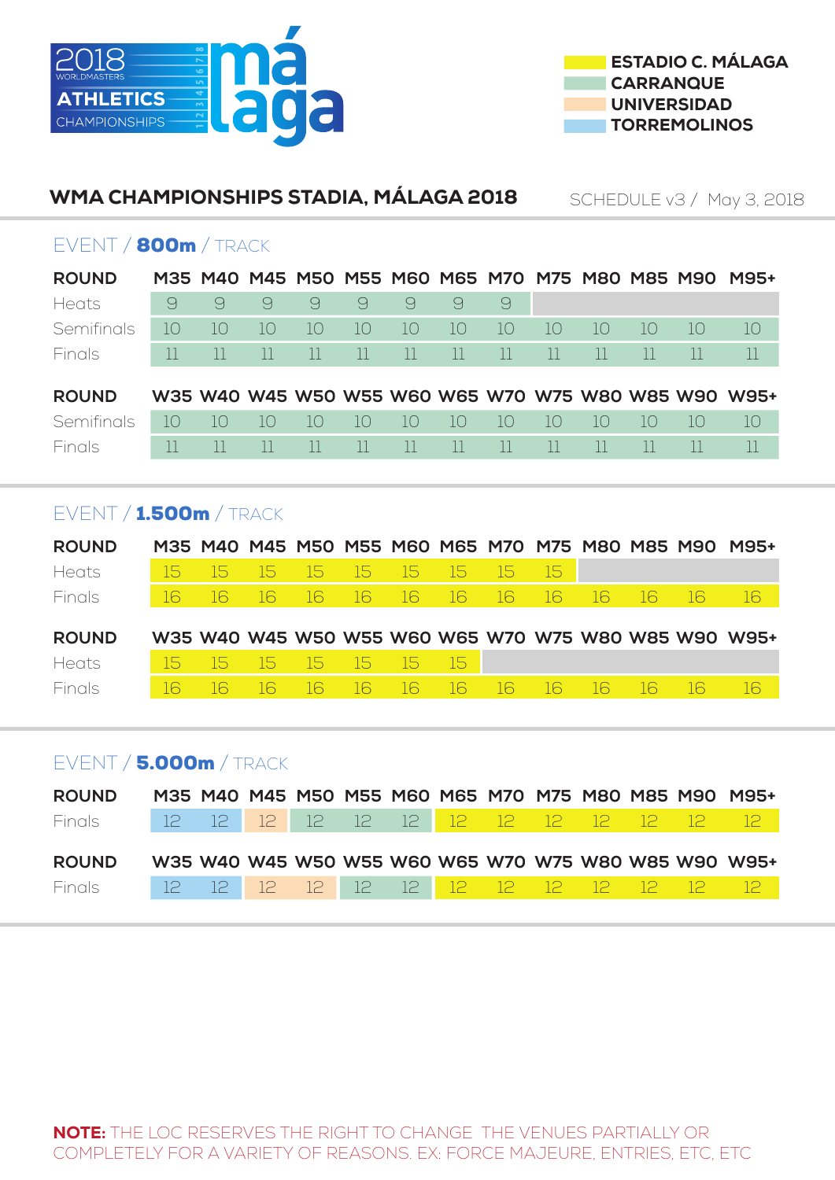2018 WORLDMASTERS ATHLETICS CHAMPIONSHIPS málaga

**ESTADIO C. MÁLAGA**
**CARRANQUE**
**UNIVERSIDAD**
**TORREMOLINOS**

## WMA CHAMPIONSHIPS STADIA, MÁLAGA 2018

SCHEDULE v3 / May 3, 2018

### EVENT / **800m** / TRACK

| ROUND | M35 | M40 | M45 | M50 | M55 | M60 | M65 | M70 | M75 | M80 | M85 | M90 | M95+ |
|---|---|---|---|---|---|---|---|---|---|---|---|---|---|
| Heats | 9 | 9 | 9 | 9 | 9 | 9 | 9 | 9 | | | | | |
| Semifinals | 10 | 10 | 10 | 10 | 10 | 10 | 10 | 10 | 10 | 10 | 10 | 10 | 10 |
| Finals | 11 | 11 | 11 | 11 | 11 | 11 | 11 | 11 | 11 | 11 | 11 | 11 | 11 |

| ROUND | W35 | W40 | W45 | W50 | W55 | W60 | W65 | W70 | W75 | W80 | W85 | W90 | W95+ |
|---|---|---|---|---|---|---|---|---|---|---|---|---|---|
| Semifinals | 10 | 10 | 10 | 10 | 10 | 10 | 10 | 10 | 10 | 10 | 10 | 10 | 10 |
| Finals | 11 | 11 | 11 | 11 | 11 | 11 | 11 | 11 | 11 | 11 | 11 | 11 | 11 |

### EVENT / **1.500m** / TRACK

| ROUND | M35 | M40 | M45 | M50 | M55 | M60 | M65 | M70 | M75 | M80 | M85 | M90 | M95+ |
|---|---|---|---|---|---|---|---|---|---|---|---|---|---|
| Heats | 15 | 15 | 15 | 15 | 15 | 15 | 15 | 15 | 15 | | | | |
| Finals | 16 | 16 | 16 | 16 | 16 | 16 | 16 | 16 | 16 | 16 | 16 | 16 | 16 |

| ROUND | W35 | W40 | W45 | W50 | W55 | W60 | W65 | W70 | W75 | W80 | W85 | W90 | W95+ |
|---|---|---|---|---|---|---|---|---|---|---|---|---|---|
| Heats | 15 | 15 | 15 | 15 | 15 | 15 | 15 | | | | | | |
| Finals | 16 | 16 | 16 | 16 | 16 | 16 | 16 | 16 | 16 | 16 | 16 | 16 | 16 |

### EVENT / **5.000m** / TRACK

| ROUND | M35 | M40 | M45 | M50 | M55 | M60 | M65 | M70 | M75 | M80 | M85 | M90 | M95+ |
|---|---|---|---|---|---|---|---|---|---|---|---|---|---|
| Finals | 12 | 12 | 12 | 12 | 12 | 12 | 12 | 12 | 12 | 12 | 12 | 12 | 12 |

| ROUND | W35 | W40 | W45 | W50 | W55 | W60 | W65 | W70 | W75 | W80 | W85 | W90 | W95+ |
|---|---|---|---|---|---|---|---|---|---|---|---|---|---|
| Finals | 12 | 12 | 12 | 12 | 12 | 12 | 12 | 12 | 12 | 12 | 12 | 12 | 12 |

**NOTE:** THE LOC RESERVES THE RIGHT TO CHANGE THE VENUES PARTIALLY OR COMPLETELY FOR A VARIETY OF REASONS. EX: FORCE MAJEURE, ENTRIES, ETC, ETC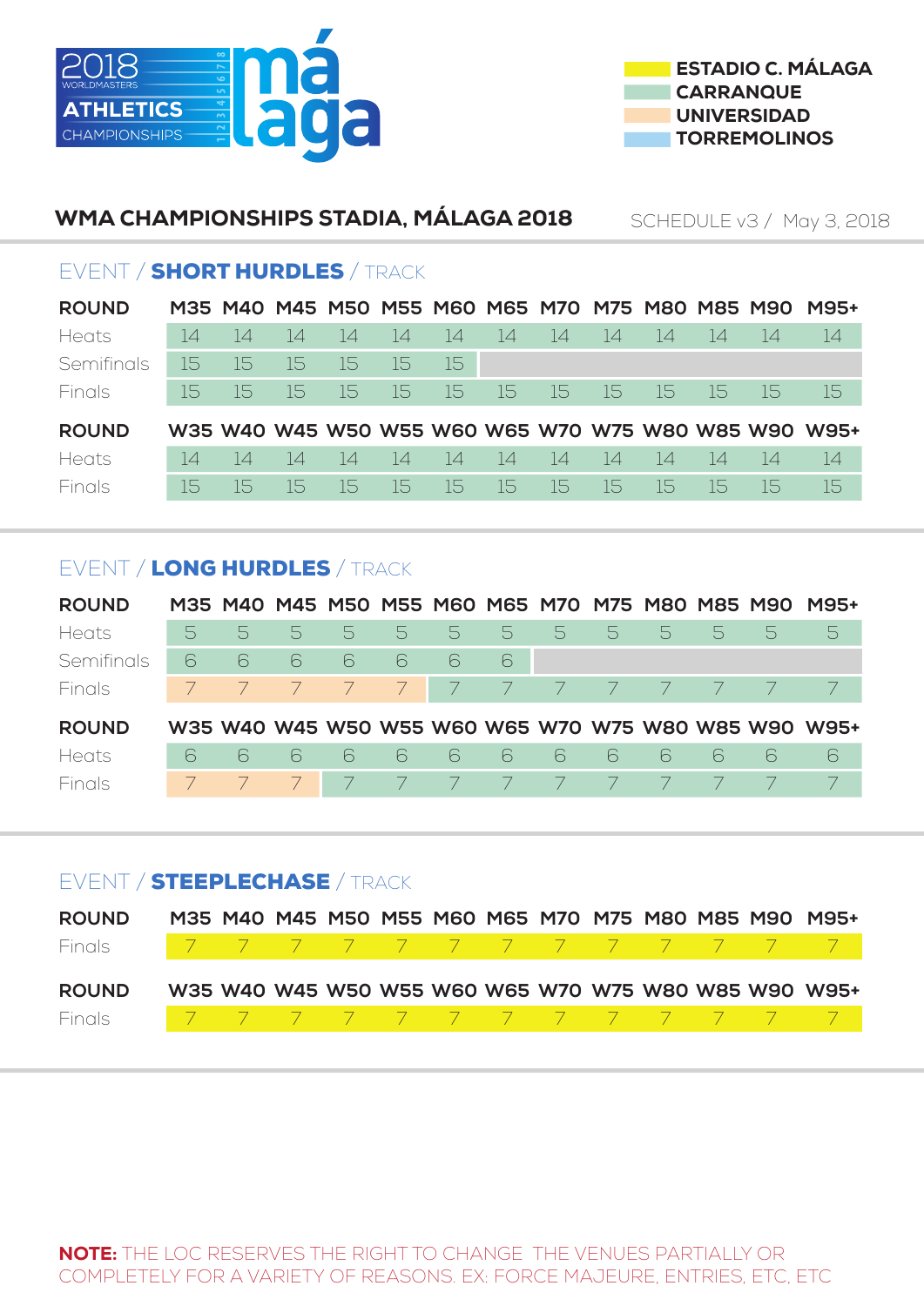2018 WORLDMASTERS ATHLETICS CHAMPIONSHIPS málaga

ESTADIO C. MÁLAGA
CARRANQUE
UNIVERSIDAD
TORREMOLINOS

## WMA CHAMPIONSHIPS STADIA, MÁLAGA 2018

SCHEDULE v3 / May 3, 2018

### EVENT / SHORT HURDLES / TRACK

| ROUND | M35 | M40 | M45 | M50 | M55 | M60 | M65 | M70 | M75 | M80 | M85 | M90 | M95+ |
|---|---|---|---|---|---|---|---|---|---|---|---|---|---|
| Heats | 14 | 14 | 14 | 14 | 14 | 14 | 14 | 14 | 14 | 14 | 14 | 14 | 14 |
| Semifinals | 15 | 15 | 15 | 15 | 15 | 15 | | | | | | | |
| Finals | 15 | 15 | 15 | 15 | 15 | 15 | 15 | 15 | 15 | 15 | 15 | 15 | 15 |

| ROUND | W35 | W40 | W45 | W50 | W55 | W60 | W65 | W70 | W75 | W80 | W85 | W90 | W95+ |
|---|---|---|---|---|---|---|---|---|---|---|---|---|---|
| Heats | 14 | 14 | 14 | 14 | 14 | 14 | 14 | 14 | 14 | 14 | 14 | 14 | 14 |
| Finals | 15 | 15 | 15 | 15 | 15 | 15 | 15 | 15 | 15 | 15 | 15 | 15 | 15 |

### EVENT / LONG HURDLES / TRACK

| ROUND | M35 | M40 | M45 | M50 | M55 | M60 | M65 | M70 | M75 | M80 | M85 | M90 | M95+ |
|---|---|---|---|---|---|---|---|---|---|---|---|---|---|
| Heats | 5 | 5 | 5 | 5 | 5 | 5 | 5 | 5 | 5 | 5 | 5 | 5 | 5 |
| Semifinals | 6 | 6 | 6 | 6 | 6 | 6 | 6 | | | | | | |
| Finals | 7 | 7 | 7 | 7 | 7 | 7 | 7 | 7 | 7 | 7 | 7 | 7 | 7 |

| ROUND | W35 | W40 | W45 | W50 | W55 | W60 | W65 | W70 | W75 | W80 | W85 | W90 | W95+ |
|---|---|---|---|---|---|---|---|---|---|---|---|---|---|
| Heats | 6 | 6 | 6 | 6 | 6 | 6 | 6 | 6 | 6 | 6 | 6 | 6 | 6 |
| Finals | 7 | 7 | 7 | 7 | 7 | 7 | 7 | 7 | 7 | 7 | 7 | 7 | 7 |

### EVENT / STEEPLECHASE / TRACK

| ROUND | M35 | M40 | M45 | M50 | M55 | M60 | M65 | M70 | M75 | M80 | M85 | M90 | M95+ |
|---|---|---|---|---|---|---|---|---|---|---|---|---|---|
| Finals | 7 | 7 | 7 | 7 | 7 | 7 | 7 | 7 | 7 | 7 | 7 | 7 | 7 |

| ROUND | W35 | W40 | W45 | W50 | W55 | W60 | W65 | W70 | W75 | W80 | W85 | W90 | W95+ |
|---|---|---|---|---|---|---|---|---|---|---|---|---|---|
| Finals | 7 | 7 | 7 | 7 | 7 | 7 | 7 | 7 | 7 | 7 | 7 | 7 | 7 |

**NOTE:** THE LOC RESERVES THE RIGHT TO CHANGE THE VENUES PARTIALLY OR COMPLETELY FOR A VARIETY OF REASONS. EX: FORCE MAJEURE, ENTRIES, ETC, ETC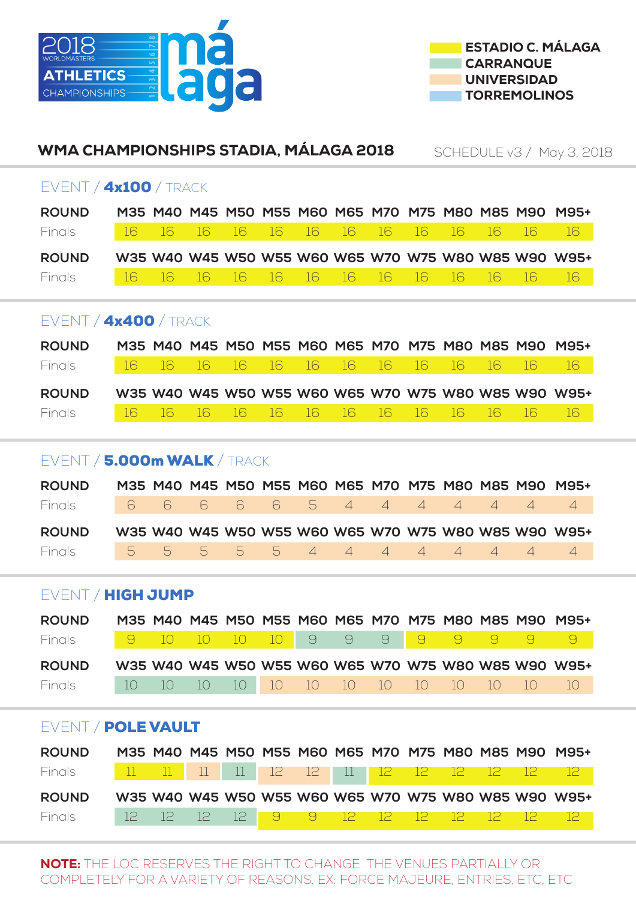2018 WORLD MASTERS ATHLETICS CHAMPIONSHIPS málaga

ESTADIO C. MÁLAGA
CARRANQUE
UNIVERSIDAD
TORREMOLINOS

## WMA CHAMPIONSHIPS STADIA, MÁLAGA 2018

SCHEDULE v3 / May 3, 2018

### EVENT / **4x100** / TRACK

| ROUND | M35 | M40 | M45 | M50 | M55 | M60 | M65 | M70 | M75 | M80 | M85 | M90 | M95+ |
|---|---|---|---|---|---|---|---|---|---|---|---|---|---|
| Finals | 16 | 16 | 16 | 16 | 16 | 16 | 16 | 16 | 16 | 16 | 16 | 16 | 16 |

| ROUND | W35 | W40 | W45 | W50 | W55 | W60 | W65 | W70 | W75 | W80 | W85 | W90 | W95+ |
|---|---|---|---|---|---|---|---|---|---|---|---|---|---|
| Finals | 16 | 16 | 16 | 16 | 16 | 16 | 16 | 16 | 16 | 16 | 16 | 16 | 16 |

### EVENT / **4x400** / TRACK

| ROUND | M35 | M40 | M45 | M50 | M55 | M60 | M65 | M70 | M75 | M80 | M85 | M90 | M95+ |
|---|---|---|---|---|---|---|---|---|---|---|---|---|---|
| Finals | 16 | 16 | 16 | 16 | 16 | 16 | 16 | 16 | 16 | 16 | 16 | 16 | 16 |

| ROUND | W35 | W40 | W45 | W50 | W55 | W60 | W65 | W70 | W75 | W80 | W85 | W90 | W95+ |
|---|---|---|---|---|---|---|---|---|---|---|---|---|---|
| Finals | 16 | 16 | 16 | 16 | 16 | 16 | 16 | 16 | 16 | 16 | 16 | 16 | 16 |

### EVENT / **5.000m WALK** / TRACK

| ROUND | M35 | M40 | M45 | M50 | M55 | M60 | M65 | M70 | M75 | M80 | M85 | M90 | M95+ |
|---|---|---|---|---|---|---|---|---|---|---|---|---|---|
| Finals | 6 | 6 | 6 | 6 | 6 | 5 | 4 | 4 | 4 | 4 | 4 | 4 | 4 |

| ROUND | W35 | W40 | W45 | W50 | W55 | W60 | W65 | W70 | W75 | W80 | W85 | W90 | W95+ |
|---|---|---|---|---|---|---|---|---|---|---|---|---|---|
| Finals | 5 | 5 | 5 | 5 | 5 | 4 | 4 | 4 | 4 | 4 | 4 | 4 | 4 |

### EVENT / **HIGH JUMP**

| ROUND | M35 | M40 | M45 | M50 | M55 | M60 | M65 | M70 | M75 | M80 | M85 | M90 | M95+ |
|---|---|---|---|---|---|---|---|---|---|---|---|---|---|
| Finals | 9 | 10 | 10 | 10 | 10 | 9 | 9 | 9 | 9 | 9 | 9 | 9 | 9 |

| ROUND | W35 | W40 | W45 | W50 | W55 | W60 | W65 | W70 | W75 | W80 | W85 | W90 | W95+ |
|---|---|---|---|---|---|---|---|---|---|---|---|---|---|
| Finals | 10 | 10 | 10 | 10 | 10 | 10 | 10 | 10 | 10 | 10 | 10 | 10 | 10 |

### EVENT / **POLE VAULT**

| ROUND | M35 | M40 | M45 | M50 | M55 | M60 | M65 | M70 | M75 | M80 | M85 | M90 | M95+ |
|---|---|---|---|---|---|---|---|---|---|---|---|---|---|
| Finals | 11 | 11 | 11 | 11 | 12 | 12 | 11 | 12 | 12 | 12 | 12 | 12 | 12 |

| ROUND | W35 | W40 | W45 | W50 | W55 | W60 | W65 | W70 | W75 | W80 | W85 | W90 | W95+ |
|---|---|---|---|---|---|---|---|---|---|---|---|---|---|
| Finals | 12 | 12 | 12 | 12 | 9 | 9 | 12 | 12 | 12 | 12 | 12 | 12 | 12 |

**NOTE:** THE LOC RESERVES THE RIGHT TO CHANGE THE VENUES PARTIALLY OR COMPLETELY FOR A VARIETY OF REASONS. EX: FORCE MAJEURE, ENTRIES, ETC, ETC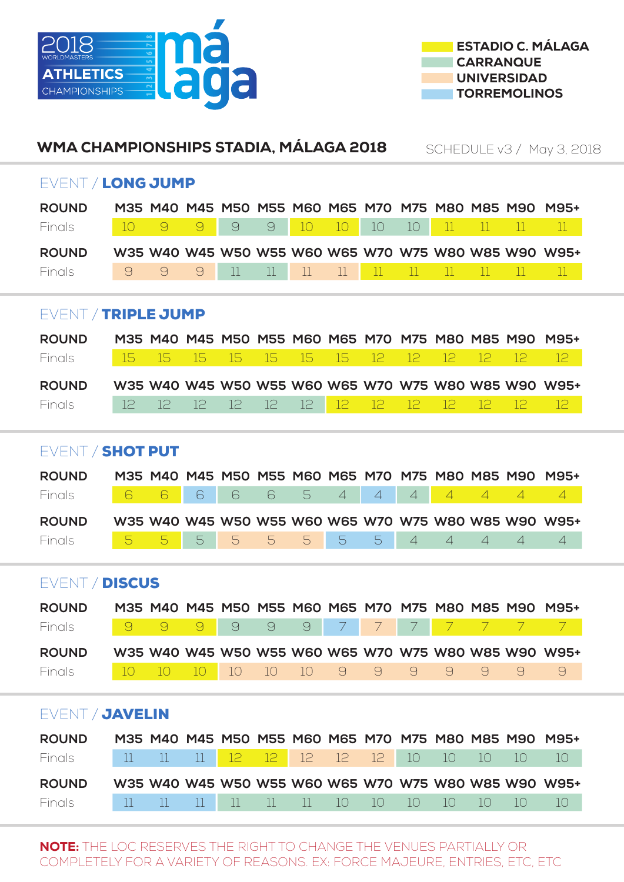2018 WORLD MASTERS ATHLETICS CHAMPIONSHIPS málaga

ESTADIO C. MÁLAGA
CARRANQUE
UNIVERSIDAD
TORREMOLINOS

## WMA CHAMPIONSHIPS STADIA, MÁLAGA 2018

SCHEDULE v3 / May 3, 2018

### EVENT / LONG JUMP

| ROUND | M35 | M40 | M45 | M50 | M55 | M60 | M65 | M70 | M75 | M80 | M85 | M90 | M95+ |
|---|---|---|---|---|---|---|---|---|---|---|---|---|---|
| Finals | 10 | 9 | 9 | 9 | 9 | 10 | 10 | 10 | 10 | 11 | 11 | 11 | 11 |

| ROUND | W35 | W40 | W45 | W50 | W55 | W60 | W65 | W70 | W75 | W80 | W85 | W90 | W95+ |
|---|---|---|---|---|---|---|---|---|---|---|---|---|---|
| Finals | 9 | 9 | 9 | 11 | 11 | 11 | 11 | 11 | 11 | 11 | 11 | 11 | 11 |

### EVENT / TRIPLE JUMP

| ROUND | M35 | M40 | M45 | M50 | M55 | M60 | M65 | M70 | M75 | M80 | M85 | M90 | M95+ |
|---|---|---|---|---|---|---|---|---|---|---|---|---|---|
| Finals | 15 | 15 | 15 | 15 | 15 | 15 | 15 | 12 | 12 | 12 | 12 | 12 | 12 |

| ROUND | W35 | W40 | W45 | W50 | W55 | W60 | W65 | W70 | W75 | W80 | W85 | W90 | W95+ |
|---|---|---|---|---|---|---|---|---|---|---|---|---|---|
| Finals | 12 | 12 | 12 | 12 | 12 | 12 | 12 | 12 | 12 | 12 | 12 | 12 | 12 |

### EVENT / SHOT PUT

| ROUND | M35 | M40 | M45 | M50 | M55 | M60 | M65 | M70 | M75 | M80 | M85 | M90 | M95+ |
|---|---|---|---|---|---|---|---|---|---|---|---|---|---|
| Finals | 6 | 6 | 6 | 6 | 6 | 5 | 4 | 4 | 4 | 4 | 4 | 4 | 4 |

| ROUND | W35 | W40 | W45 | W50 | W55 | W60 | W65 | W70 | W75 | W80 | W85 | W90 | W95+ |
|---|---|---|---|---|---|---|---|---|---|---|---|---|---|
| Finals | 5 | 5 | 5 | 5 | 5 | 5 | 5 | 5 | 4 | 4 | 4 | 4 | 4 |

### EVENT / DISCUS

| ROUND | M35 | M40 | M45 | M50 | M55 | M60 | M65 | M70 | M75 | M80 | M85 | M90 | M95+ |
|---|---|---|---|---|---|---|---|---|---|---|---|---|---|
| Finals | 9 | 9 | 9 | 9 | 9 | 9 | 7 | 7 | 7 | 7 | 7 | 7 | 7 |

| ROUND | W35 | W40 | W45 | W50 | W55 | W60 | W65 | W70 | W75 | W80 | W85 | W90 | W95+ |
|---|---|---|---|---|---|---|---|---|---|---|---|---|---|
| Finals | 10 | 10 | 10 | 10 | 10 | 10 | 9 | 9 | 9 | 9 | 9 | 9 | 9 |

### EVENT / JAVELIN

| ROUND | M35 | M40 | M45 | M50 | M55 | M60 | M65 | M70 | M75 | M80 | M85 | M90 | M95+ |
|---|---|---|---|---|---|---|---|---|---|---|---|---|---|
| Finals | 11 | 11 | 11 | 12 | 12 | 12 | 12 | 12 | 10 | 10 | 10 | 10 | 10 |

| ROUND | W35 | W40 | W45 | W50 | W55 | W60 | W65 | W70 | W75 | W80 | W85 | W90 | W95+ |
|---|---|---|---|---|---|---|---|---|---|---|---|---|---|
| Finals | 11 | 11 | 11 | 11 | 11 | 11 | 10 | 10 | 10 | 10 | 10 | 10 | 10 |

**NOTE:** THE LOC RESERVES THE RIGHT TO CHANGE THE VENUES PARTIALLY OR COMPLETELY FOR A VARIETY OF REASONS. EX: FORCE MAJEURE, ENTRIES, ETC, ETC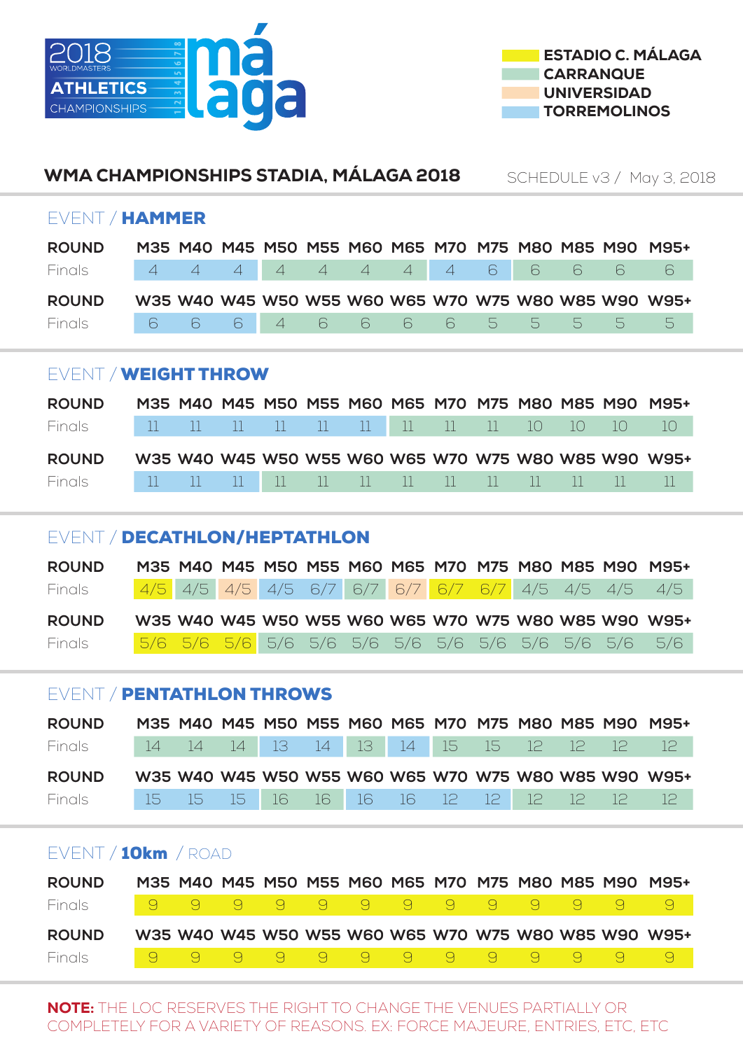2018 WORLDMASTERS ATHLETICS CHAMPIONSHIPS málaga

- ESTADIO C. MÁLAGA
- CARRANQUE
- UNIVERSIDAD
- TORREMOLINOS

## WMA CHAMPIONSHIPS STADIA, MÁLAGA 2018

SCHEDULE v3 / May 3, 2018

### EVENT / HAMMER

| ROUND | M35 | M40 | M45 | M50 | M55 | M60 | M65 | M70 | M75 | M80 | M85 | M90 | M95+ |
|---|---|---|---|---|---|---|---|---|---|---|---|---|---|
| Finals | 4 | 4 | 4 | 4 | 4 | 4 | 4 | 4 | 6 | 6 | 6 | 6 | 6 |

| ROUND | W35 | W40 | W45 | W50 | W55 | W60 | W65 | W70 | W75 | W80 | W85 | W90 | W95+ |
|---|---|---|---|---|---|---|---|---|---|---|---|---|---|
| Finals | 6 | 6 | 6 | 4 | 6 | 6 | 6 | 6 | 5 | 5 | 5 | 5 | 5 |

### EVENT / WEIGHT THROW

| ROUND | M35 | M40 | M45 | M50 | M55 | M60 | M65 | M70 | M75 | M80 | M85 | M90 | M95+ |
|---|---|---|---|---|---|---|---|---|---|---|---|---|---|
| Finals | 11 | 11 | 11 | 11 | 11 | 11 | 11 | 11 | 11 | 10 | 10 | 10 | 10 |

| ROUND | W35 | W40 | W45 | W50 | W55 | W60 | W65 | W70 | W75 | W80 | W85 | W90 | W95+ |
|---|---|---|---|---|---|---|---|---|---|---|---|---|---|
| Finals | 11 | 11 | 11 | 11 | 11 | 11 | 11 | 11 | 11 | 11 | 11 | 11 | 11 |

### EVENT / DECATHLON/HEPTATHLON

| ROUND | M35 | M40 | M45 | M50 | M55 | M60 | M65 | M70 | M75 | M80 | M85 | M90 | M95+ |
|---|---|---|---|---|---|---|---|---|---|---|---|---|---|
| Finals | 4/5 | 4/5 | 4/5 | 4/5 | 6/7 | 6/7 | 6/7 | 6/7 | 6/7 | 4/5 | 4/5 | 4/5 | 4/5 |

| ROUND | W35 | W40 | W45 | W50 | W55 | W60 | W65 | W70 | W75 | W80 | W85 | W90 | W95+ |
|---|---|---|---|---|---|---|---|---|---|---|---|---|---|
| Finals | 5/6 | 5/6 | 5/6 | 5/6 | 5/6 | 5/6 | 5/6 | 5/6 | 5/6 | 5/6 | 5/6 | 5/6 | 5/6 |

### EVENT / PENTATHLON THROWS

| ROUND | M35 | M40 | M45 | M50 | M55 | M60 | M65 | M70 | M75 | M80 | M85 | M90 | M95+ |
|---|---|---|---|---|---|---|---|---|---|---|---|---|---|
| Finals | 14 | 14 | 14 | 13 | 14 | 13 | 14 | 15 | 15 | 12 | 12 | 12 | 12 |

| ROUND | W35 | W40 | W45 | W50 | W55 | W60 | W65 | W70 | W75 | W80 | W85 | W90 | W95+ |
|---|---|---|---|---|---|---|---|---|---|---|---|---|---|
| Finals | 15 | 15 | 15 | 16 | 16 | 16 | 16 | 12 | 12 | 12 | 12 | 12 | 12 |

### EVENT / 10km / ROAD

| ROUND | M35 | M40 | M45 | M50 | M55 | M60 | M65 | M70 | M75 | M80 | M85 | M90 | M95+ |
|---|---|---|---|---|---|---|---|---|---|---|---|---|---|
| Finals | 9 | 9 | 9 | 9 | 9 | 9 | 9 | 9 | 9 | 9 | 9 | 9 | 9 |

| ROUND | W35 | W40 | W45 | W50 | W55 | W60 | W65 | W70 | W75 | W80 | W85 | W90 | W95+ |
|---|---|---|---|---|---|---|---|---|---|---|---|---|---|
| Finals | 9 | 9 | 9 | 9 | 9 | 9 | 9 | 9 | 9 | 9 | 9 | 9 | 9 |

**NOTE:** THE LOC RESERVES THE RIGHT TO CHANGE THE VENUES PARTIALLY OR COMPLETELY FOR A VARIETY OF REASONS. EX: FORCE MAJEURE, ENTRIES, ETC, ETC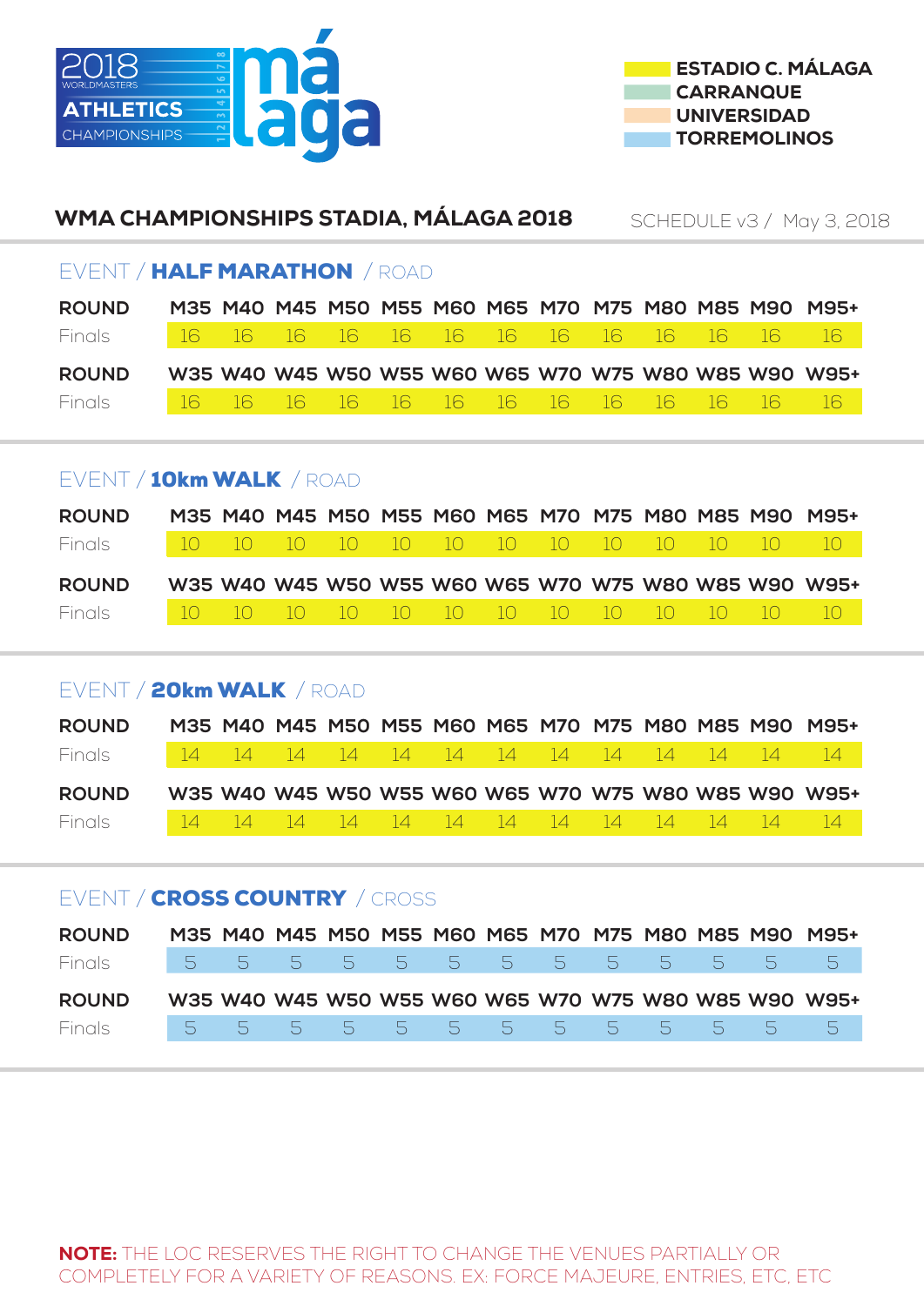2018 WORLDMASTERS ATHLETICS CHAMPIONSHIPS málaga

- ESTADIO C. MÁLAGA
- CARRANQUE
- UNIVERSIDAD
- TORREMOLINOS

## WMA CHAMPIONSHIPS STADIA, MÁLAGA 2018

SCHEDULE v3 / May 3, 2018

### EVENT / HALF MARATHON / ROAD

| ROUND | M35 | M40 | M45 | M50 | M55 | M60 | M65 | M70 | M75 | M80 | M85 | M90 | M95+ |
|---|---|---|---|---|---|---|---|---|---|---|---|---|---|
| Finals | 16 | 16 | 16 | 16 | 16 | 16 | 16 | 16 | 16 | 16 | 16 | 16 | 16 |

| ROUND | W35 | W40 | W45 | W50 | W55 | W60 | W65 | W70 | W75 | W80 | W85 | W90 | W95+ |
|---|---|---|---|---|---|---|---|---|---|---|---|---|---|
| Finals | 16 | 16 | 16 | 16 | 16 | 16 | 16 | 16 | 16 | 16 | 16 | 16 | 16 |

### EVENT / 10km WALK / ROAD

| ROUND | M35 | M40 | M45 | M50 | M55 | M60 | M65 | M70 | M75 | M80 | M85 | M90 | M95+ |
|---|---|---|---|---|---|---|---|---|---|---|---|---|---|
| Finals | 10 | 10 | 10 | 10 | 10 | 10 | 10 | 10 | 10 | 10 | 10 | 10 | 10 |

| ROUND | W35 | W40 | W45 | W50 | W55 | W60 | W65 | W70 | W75 | W80 | W85 | W90 | W95+ |
|---|---|---|---|---|---|---|---|---|---|---|---|---|---|
| Finals | 10 | 10 | 10 | 10 | 10 | 10 | 10 | 10 | 10 | 10 | 10 | 10 | 10 |

### EVENT / 20km WALK / ROAD

| ROUND | M35 | M40 | M45 | M50 | M55 | M60 | M65 | M70 | M75 | M80 | M85 | M90 | M95+ |
|---|---|---|---|---|---|---|---|---|---|---|---|---|---|
| Finals | 14 | 14 | 14 | 14 | 14 | 14 | 14 | 14 | 14 | 14 | 14 | 14 | 14 |

| ROUND | W35 | W40 | W45 | W50 | W55 | W60 | W65 | W70 | W75 | W80 | W85 | W90 | W95+ |
|---|---|---|---|---|---|---|---|---|---|---|---|---|---|
| Finals | 14 | 14 | 14 | 14 | 14 | 14 | 14 | 14 | 14 | 14 | 14 | 14 | 14 |

### EVENT / CROSS COUNTRY / CROSS

| ROUND | M35 | M40 | M45 | M50 | M55 | M60 | M65 | M70 | M75 | M80 | M85 | M90 | M95+ |
|---|---|---|---|---|---|---|---|---|---|---|---|---|---|
| Finals | 5 | 5 | 5 | 5 | 5 | 5 | 5 | 5 | 5 | 5 | 5 | 5 | 5 |

| ROUND | W35 | W40 | W45 | W50 | W55 | W60 | W65 | W70 | W75 | W80 | W85 | W90 | W95+ |
|---|---|---|---|---|---|---|---|---|---|---|---|---|---|
| Finals | 5 | 5 | 5 | 5 | 5 | 5 | 5 | 5 | 5 | 5 | 5 | 5 | 5 |

**NOTE:** THE LOC RESERVES THE RIGHT TO CHANGE THE VENUES PARTIALLY OR COMPLETELY FOR A VARIETY OF REASONS. EX: FORCE MAJEURE, ENTRIES, ETC, ETC